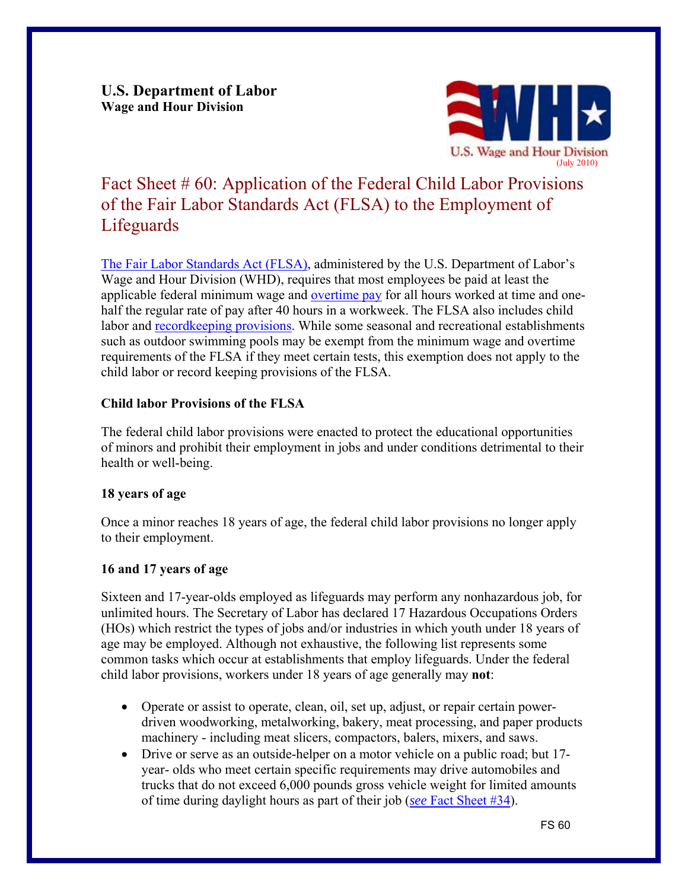**U.S. Department of Labor**
**Wage and Hour Division**

(July 2010)

# Fact Sheet # 60: Application of the Federal Child Labor Provisions of the Fair Labor Standards Act (FLSA) to the Employment of Lifeguards

The Fair Labor Standards Act (FLSA), administered by the U.S. Department of Labor's Wage and Hour Division (WHD), requires that most employees be paid at least the applicable federal minimum wage and overtime pay for all hours worked at time and one-half the regular rate of pay after 40 hours in a workweek. The FLSA also includes child labor and recordkeeping provisions. While some seasonal and recreational establishments such as outdoor swimming pools may be exempt from the minimum wage and overtime requirements of the FLSA if they meet certain tests, this exemption does not apply to the child labor or record keeping provisions of the FLSA.

**Child labor Provisions of the FLSA**

The federal child labor provisions were enacted to protect the educational opportunities of minors and prohibit their employment in jobs and under conditions detrimental to their health or well-being.

**18 years of age**

Once a minor reaches 18 years of age, the federal child labor provisions no longer apply to their employment.

**16 and 17 years of age**

Sixteen and 17-year-olds employed as lifeguards may perform any nonhazardous job, for unlimited hours. The Secretary of Labor has declared 17 Hazardous Occupations Orders (HOs) which restrict the types of jobs and/or industries in which youth under 18 years of age may be employed. Although not exhaustive, the following list represents some common tasks which occur at establishments that employ lifeguards. Under the federal child labor provisions, workers under 18 years of age generally may **not**:

- Operate or assist to operate, clean, oil, set up, adjust, or repair certain power-driven woodworking, metalworking, bakery, meat processing, and paper products machinery - including meat slicers, compactors, balers, mixers, and saws.
- Drive or serve as an outside-helper on a motor vehicle on a public road; but 17-year- olds who meet certain specific requirements may drive automobiles and trucks that do not exceed 6,000 pounds gross vehicle weight for limited amounts of time during daylight hours as part of their job (*see* Fact Sheet #34).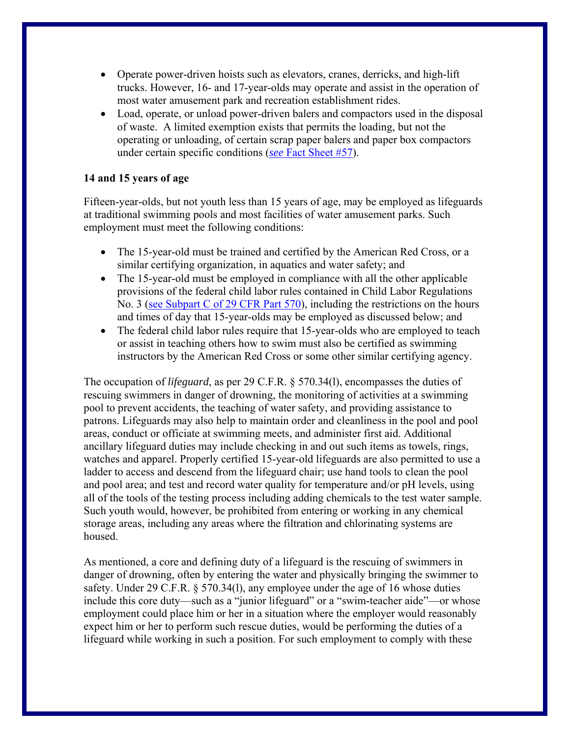- Operate power-driven hoists such as elevators, cranes, derricks, and high-lift trucks. However, 16- and 17-year-olds may operate and assist in the operation of most water amusement park and recreation establishment rides.
- Load, operate, or unload power-driven balers and compactors used in the disposal of waste. A limited exemption exists that permits the loading, but not the operating or unloading, of certain scrap paper balers and paper box compactors under certain specific conditions (*see* Fact Sheet #57).

**14 and 15 years of age**

Fifteen-year-olds, but not youth less than 15 years of age, may be employed as lifeguards at traditional swimming pools and most facilities of water amusement parks. Such employment must meet the following conditions:

- The 15-year-old must be trained and certified by the American Red Cross, or a similar certifying organization, in aquatics and water safety; and
- The 15-year-old must be employed in compliance with all the other applicable provisions of the federal child labor rules contained in Child Labor Regulations No. 3 (see Subpart C of 29 CFR Part 570), including the restrictions on the hours and times of day that 15-year-olds may be employed as discussed below; and
- The federal child labor rules require that 15-year-olds who are employed to teach or assist in teaching others how to swim must also be certified as swimming instructors by the American Red Cross or some other similar certifying agency.

The occupation of *lifeguard*, as per 29 C.F.R. § 570.34(l), encompasses the duties of rescuing swimmers in danger of drowning, the monitoring of activities at a swimming pool to prevent accidents, the teaching of water safety, and providing assistance to patrons. Lifeguards may also help to maintain order and cleanliness in the pool and pool areas, conduct or officiate at swimming meets, and administer first aid. Additional ancillary lifeguard duties may include checking in and out such items as towels, rings, watches and apparel. Properly certified 15-year-old lifeguards are also permitted to use a ladder to access and descend from the lifeguard chair; use hand tools to clean the pool and pool area; and test and record water quality for temperature and/or pH levels, using all of the tools of the testing process including adding chemicals to the test water sample. Such youth would, however, be prohibited from entering or working in any chemical storage areas, including any areas where the filtration and chlorinating systems are housed.

As mentioned, a core and defining duty of a lifeguard is the rescuing of swimmers in danger of drowning, often by entering the water and physically bringing the swimmer to safety. Under 29 C.F.R. § 570.34(l), any employee under the age of 16 whose duties include this core duty—such as a "junior lifeguard" or a "swim-teacher aide"—or whose employment could place him or her in a situation where the employer would reasonably expect him or her to perform such rescue duties, would be performing the duties of a lifeguard while working in such a position. For such employment to comply with these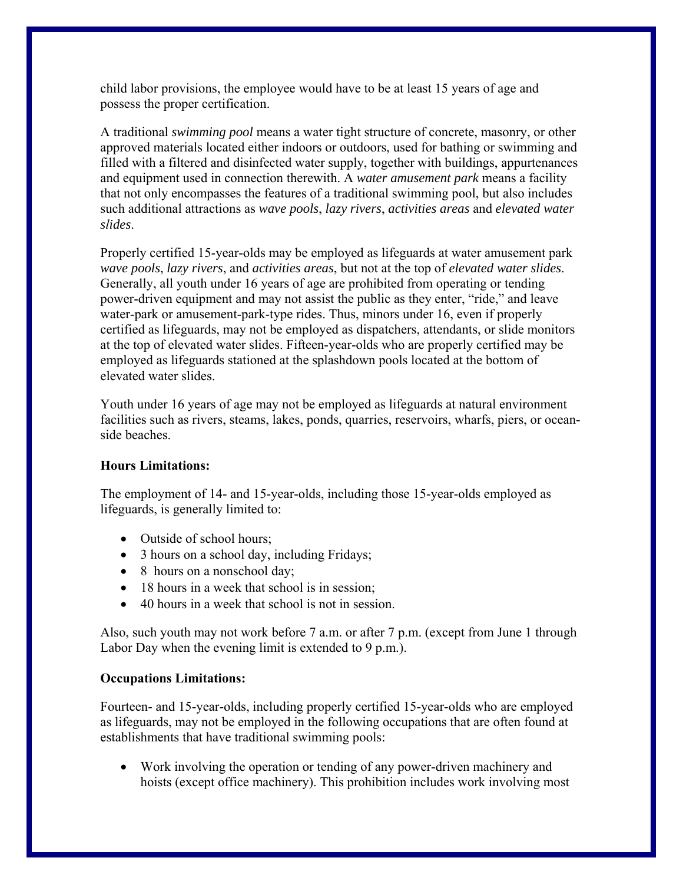child labor provisions, the employee would have to be at least 15 years of age and possess the proper certification.

A traditional *swimming pool* means a water tight structure of concrete, masonry, or other approved materials located either indoors or outdoors, used for bathing or swimming and filled with a filtered and disinfected water supply, together with buildings, appurtenances and equipment used in connection therewith. A *water amusement park* means a facility that not only encompasses the features of a traditional swimming pool, but also includes such additional attractions as *wave pools*, *lazy rivers*, *activities areas* and *elevated water slides*.

Properly certified 15-year-olds may be employed as lifeguards at water amusement park *wave pools*, *lazy rivers*, and *activities areas*, but not at the top of *elevated water slides*. Generally, all youth under 16 years of age are prohibited from operating or tending power-driven equipment and may not assist the public as they enter, "ride," and leave water-park or amusement-park-type rides. Thus, minors under 16, even if properly certified as lifeguards, may not be employed as dispatchers, attendants, or slide monitors at the top of elevated water slides. Fifteen-year-olds who are properly certified may be employed as lifeguards stationed at the splashdown pools located at the bottom of elevated water slides.

Youth under 16 years of age may not be employed as lifeguards at natural environment facilities such as rivers, steams, lakes, ponds, quarries, reservoirs, wharfs, piers, or ocean-side beaches.

**Hours Limitations:**

The employment of 14- and 15-year-olds, including those 15-year-olds employed as lifeguards, is generally limited to:

- Outside of school hours;
- 3 hours on a school day, including Fridays;
- 8 hours on a nonschool day;
- 18 hours in a week that school is in session;
- 40 hours in a week that school is not in session.

Also, such youth may not work before 7 a.m. or after 7 p.m. (except from June 1 through Labor Day when the evening limit is extended to 9 p.m.).

**Occupations Limitations:**

Fourteen- and 15-year-olds, including properly certified 15-year-olds who are employed as lifeguards, may not be employed in the following occupations that are often found at establishments that have traditional swimming pools:

- Work involving the operation or tending of any power-driven machinery and hoists (except office machinery). This prohibition includes work involving most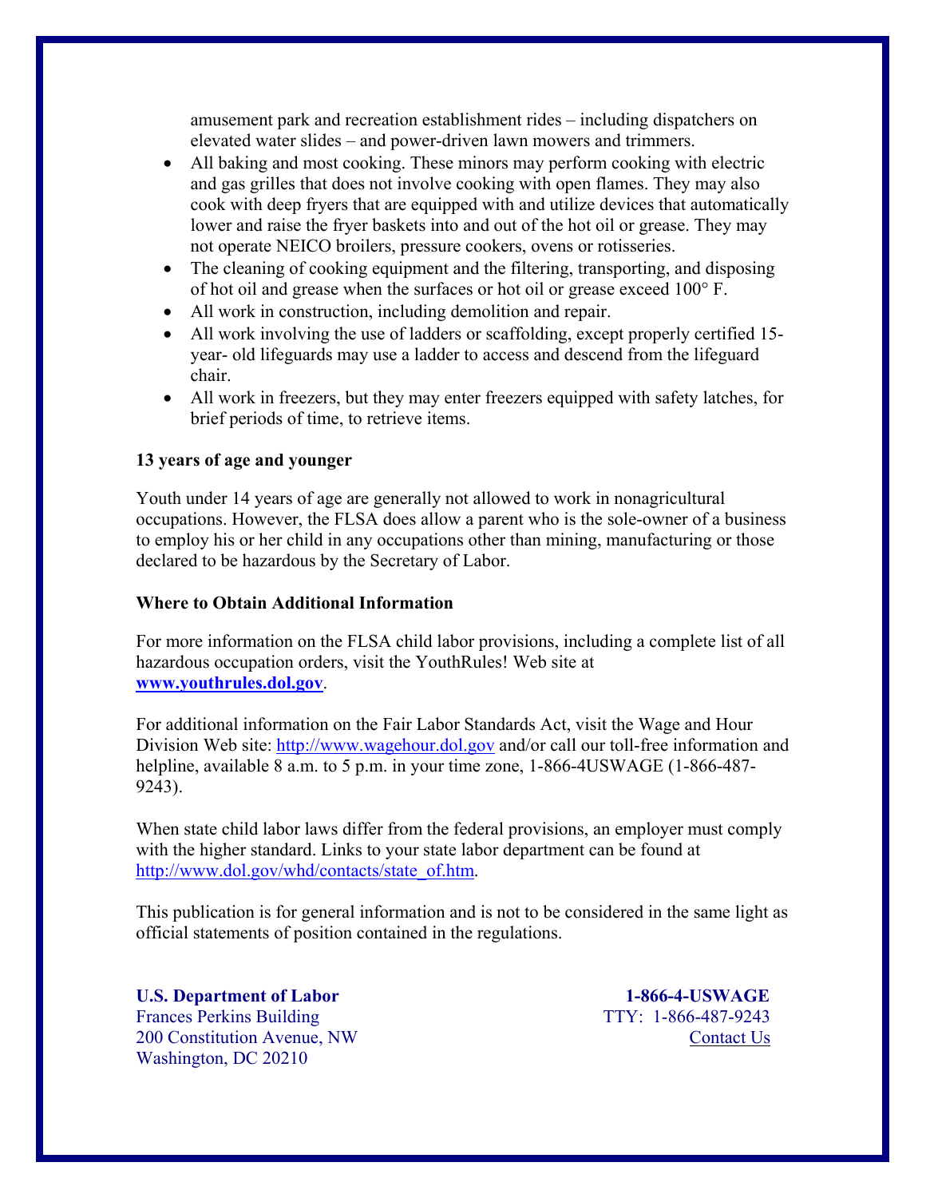amusement park and recreation establishment rides – including dispatchers on elevated water slides – and power-driven lawn mowers and trimmers.

- All baking and most cooking. These minors may perform cooking with electric and gas grilles that does not involve cooking with open flames. They may also cook with deep fryers that are equipped with and utilize devices that automatically lower and raise the fryer baskets into and out of the hot oil or grease. They may not operate NEICO broilers, pressure cookers, ovens or rotisseries.
- The cleaning of cooking equipment and the filtering, transporting, and disposing of hot oil and grease when the surfaces or hot oil or grease exceed 100° F.
- All work in construction, including demolition and repair.
- All work involving the use of ladders or scaffolding, except properly certified 15-year- old lifeguards may use a ladder to access and descend from the lifeguard chair.
- All work in freezers, but they may enter freezers equipped with safety latches, for brief periods of time, to retrieve items.

**13 years of age and younger**

Youth under 14 years of age are generally not allowed to work in nonagricultural occupations. However, the FLSA does allow a parent who is the sole-owner of a business to employ his or her child in any occupations other than mining, manufacturing or those declared to be hazardous by the Secretary of Labor.

**Where to Obtain Additional Information**

For more information on the FLSA child labor provisions, including a complete list of all hazardous occupation orders, visit the YouthRules! Web site at **www.youthrules.dol.gov**.

For additional information on the Fair Labor Standards Act, visit the Wage and Hour Division Web site: http://www.wagehour.dol.gov and/or call our toll-free information and helpline, available 8 a.m. to 5 p.m. in your time zone, 1-866-4USWAGE (1-866-487-9243).

When state child labor laws differ from the federal provisions, an employer must comply with the higher standard. Links to your state labor department can be found at http://www.dol.gov/whd/contacts/state_of.htm.

This publication is for general information and is not to be considered in the same light as official statements of position contained in the regulations.

**U.S. Department of Labor**
Frances Perkins Building
200 Constitution Avenue, NW
Washington, DC 20210

**1-866-4-USWAGE**
TTY: 1-866-487-9243
Contact Us